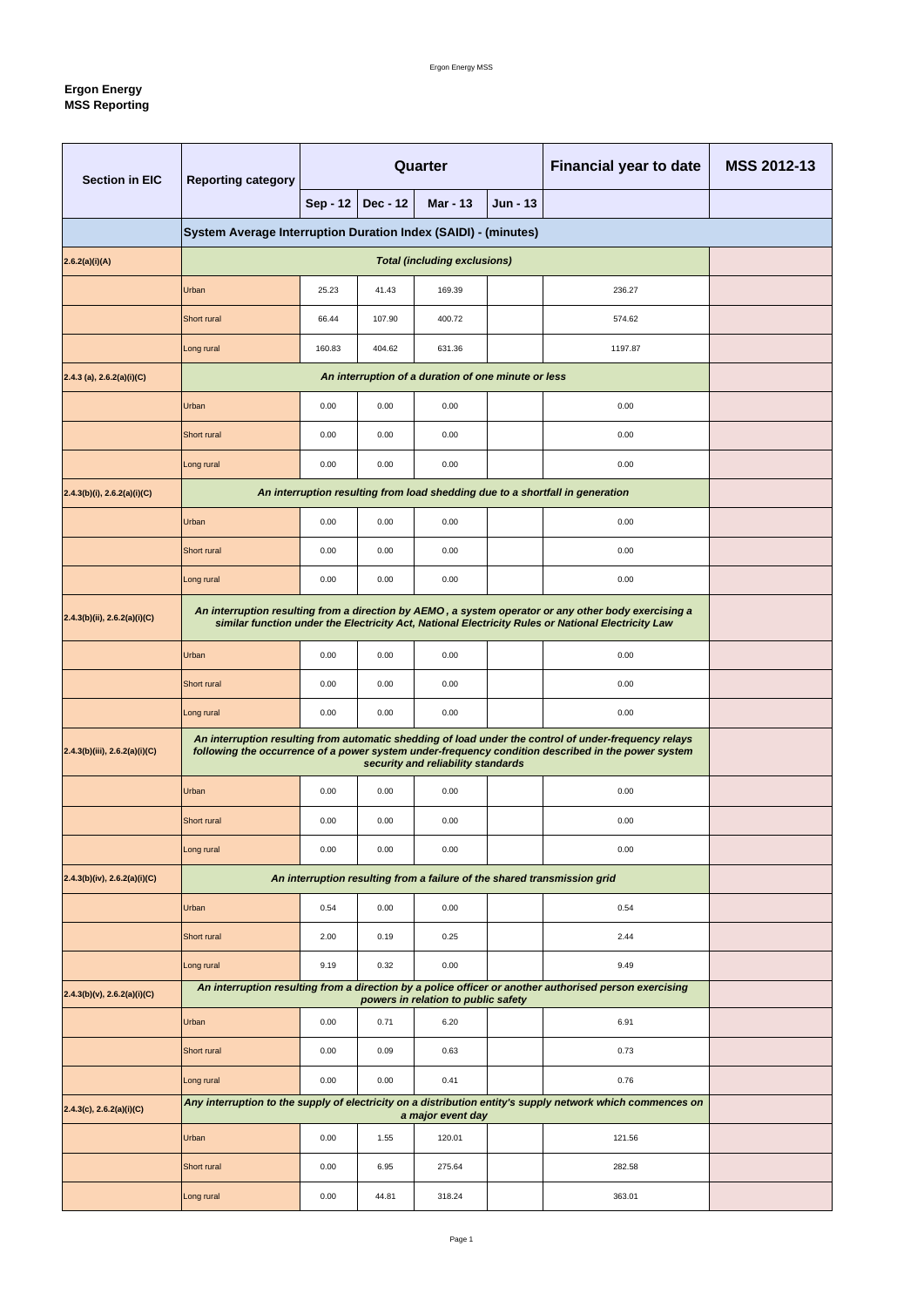**Ergon Energy**
**MSS Reporting**

| Section in EIC | Reporting category | Quarter | | | | Financial year to date | MSS 2012-13 |
|---|---|---|---|---|---|---|---|
| | | Sep - 12 | Dec - 12 | Mar - 13 | Jun - 13 | | |
| | **System Average Interruption Duration Index (SAIDI) - (minutes)** | | | | | | |
| 2.6.2(a)(i)(A) | ***Total (including exclusions)*** | | | | | | |
| | Urban | 25.23 | 41.43 | 169.39 | | 236.27 | |
| | Short rural | 66.44 | 107.90 | 400.72 | | 574.62 | |
| | Long rural | 160.83 | 404.62 | 631.36 | | 1197.87 | |
| 2.4.3 (a), 2.6.2(a)(i)(C) | ***An interruption of a duration of one minute or less*** | | | | | | |
| | Urban | 0.00 | 0.00 | 0.00 | | 0.00 | |
| | Short rural | 0.00 | 0.00 | 0.00 | | 0.00 | |
| | Long rural | 0.00 | 0.00 | 0.00 | | 0.00 | |
| 2.4.3(b)(i), 2.6.2(a)(i)(C) | ***An interruption resulting from load shedding due to a shortfall in generation*** | | | | | | |
| | Urban | 0.00 | 0.00 | 0.00 | | 0.00 | |
| | Short rural | 0.00 | 0.00 | 0.00 | | 0.00 | |
| | Long rural | 0.00 | 0.00 | 0.00 | | 0.00 | |
| 2.4.3(b)(ii), 2.6.2(a)(i)(C) | ***An interruption resulting from a direction by AEMO , a system operator or any other body exercising a similar function under the Electricity Act, National Electricity Rules or National Electricity Law*** | | | | | | |
| | Urban | 0.00 | 0.00 | 0.00 | | 0.00 | |
| | Short rural | 0.00 | 0.00 | 0.00 | | 0.00 | |
| | Long rural | 0.00 | 0.00 | 0.00 | | 0.00 | |
| 2.4.3(b)(iii), 2.6.2(a)(i)(C) | ***An interruption resulting from automatic shedding of load under the control of under-frequency relays following the occurrence of a power system under-frequency condition described in the power system security and reliability standards*** | | | | | | |
| | Urban | 0.00 | 0.00 | 0.00 | | 0.00 | |
| | Short rural | 0.00 | 0.00 | 0.00 | | 0.00 | |
| | Long rural | 0.00 | 0.00 | 0.00 | | 0.00 | |
| 2.4.3(b)(iv), 2.6.2(a)(i)(C) | ***An interruption resulting from a failure of the shared transmission grid*** | | | | | | |
| | Urban | 0.54 | 0.00 | 0.00 | | 0.54 | |
| | Short rural | 2.00 | 0.19 | 0.25 | | 2.44 | |
| | Long rural | 9.19 | 0.32 | 0.00 | | 9.49 | |
| 2.4.3(b)(v), 2.6.2(a)(i)(C) | ***An interruption resulting from a direction by a police officer or another authorised person exercising powers in relation to public safety*** | | | | | | |
| | Urban | 0.00 | 0.71 | 6.20 | | 6.91 | |
| | Short rural | 0.00 | 0.09 | 0.63 | | 0.73 | |
| | Long rural | 0.00 | 0.00 | 0.41 | | 0.76 | |
| 2.4.3(c), 2.6.2(a)(i)(C) | ***Any interruption to the supply of electricity on a distribution entity's supply network which commences on a major event day*** | | | | | | |
| | Urban | 0.00 | 1.55 | 120.01 | | 121.56 | |
| | Short rural | 0.00 | 6.95 | 275.64 | | 282.58 | |
| | Long rural | 0.00 | 44.81 | 318.24 | | 363.01 | |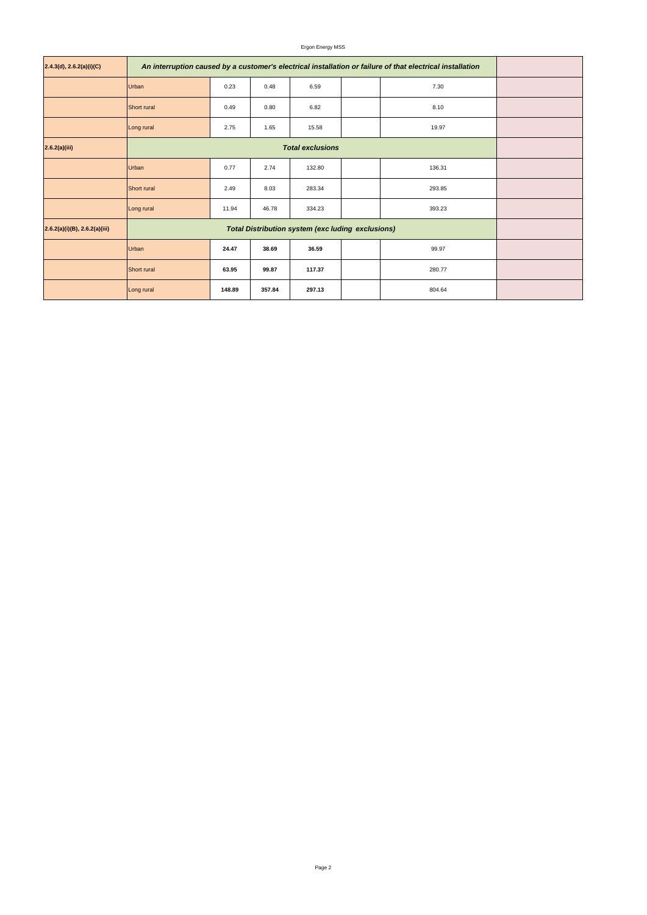| | | | | | | | |
|---|---|---|---|---|---|---|---|
| **2.4.3(d), 2.6.2(a)(i)(C)** | ***An interruption caused by a customer's electrical installation or failure of that electrical installation*** | | | | | | |
| | Urban | 0.23 | 0.48 | 6.59 | | 7.30 | |
| | Short rural | 0.49 | 0.80 | 6.82 | | 8.10 | |
| | Long rural | 2.75 | 1.65 | 15.58 | | 19.97 | |
| **2.6.2(a)(iii)** | ***Total exclusions*** | | | | | | |
| | Urban | 0.77 | 2.74 | 132.80 | | 136.31 | |
| | Short rural | 2.49 | 8.03 | 283.34 | | 293.85 | |
| | Long rural | 11.94 | 46.78 | 334.23 | | 393.23 | |
| **2.6.2(a)(i)(B), 2.6.2(a)(iii)** | ***Total Distribution system (exc luding exclusions)*** | | | | | | |
| | Urban | **24.47** | **38.69** | **36.59** | | 99.97 | |
| | Short rural | **63.95** | **99.87** | **117.37** | | 280.77 | |
| | Long rural | **148.89** | **357.84** | **297.13** | | 804.64 | |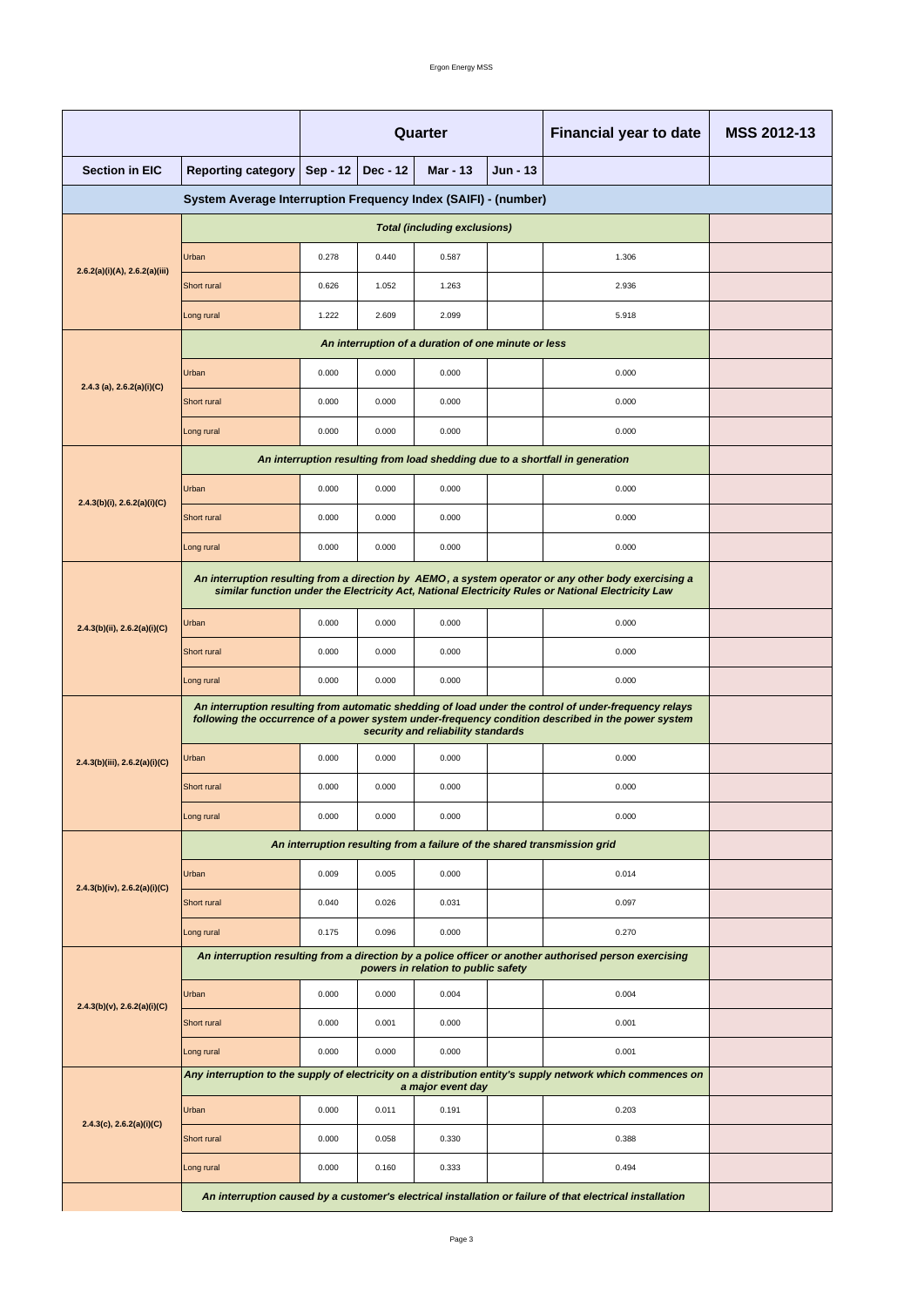| | | Quarter | | | | Financial year to date | MSS 2012-13 |
|---|---|---|---|---|---|---|---|
| **Section in EIC** | **Reporting category** | **Sep - 12** | **Dec - 12** | **Mar - 13** | **Jun - 13** | | |
| **System Average Interruption Frequency Index (SAIFI) - (number)** | | | | | | | |
| 2.6.2(a)(i)(A), 2.6.2(a)(iii) | ***Total (including exclusions)*** | | | | | | |
| | Urban | 0.278 | 0.440 | 0.587 | | 1.306 | |
| | Short rural | 0.626 | 1.052 | 1.263 | | 2.936 | |
| | Long rural | 1.222 | 2.609 | 2.099 | | 5.918 | |
| 2.4.3 (a), 2.6.2(a)(i)(C) | ***An interruption of a duration of one minute or less*** | | | | | | |
| | Urban | 0.000 | 0.000 | 0.000 | | 0.000 | |
| | Short rural | 0.000 | 0.000 | 0.000 | | 0.000 | |
| | Long rural | 0.000 | 0.000 | 0.000 | | 0.000 | |
| 2.4.3(b)(i), 2.6.2(a)(i)(C) | ***An interruption resulting from load shedding due to a shortfall in generation*** | | | | | | |
| | Urban | 0.000 | 0.000 | 0.000 | | 0.000 | |
| | Short rural | 0.000 | 0.000 | 0.000 | | 0.000 | |
| | Long rural | 0.000 | 0.000 | 0.000 | | 0.000 | |
| 2.4.3(b)(ii), 2.6.2(a)(i)(C) | ***An interruption resulting from a direction by AEMO, a system operator or any other body exercising a similar function under the Electricity Act, National Electricity Rules or National Electricity Law*** | | | | | | |
| | Urban | 0.000 | 0.000 | 0.000 | | 0.000 | |
| | Short rural | 0.000 | 0.000 | 0.000 | | 0.000 | |
| | Long rural | 0.000 | 0.000 | 0.000 | | 0.000 | |
| 2.4.3(b)(iii), 2.6.2(a)(i)(C) | ***An interruption resulting from automatic shedding of load under the control of under-frequency relays following the occurrence of a power system under-frequency condition described in the power system security and reliability standards*** | | | | | | |
| | Urban | 0.000 | 0.000 | 0.000 | | 0.000 | |
| | Short rural | 0.000 | 0.000 | 0.000 | | 0.000 | |
| | Long rural | 0.000 | 0.000 | 0.000 | | 0.000 | |
| 2.4.3(b)(iv), 2.6.2(a)(i)(C) | ***An interruption resulting from a failure of the shared transmission grid*** | | | | | | |
| | Urban | 0.009 | 0.005 | 0.000 | | 0.014 | |
| | Short rural | 0.040 | 0.026 | 0.031 | | 0.097 | |
| | Long rural | 0.175 | 0.096 | 0.000 | | 0.270 | |
| 2.4.3(b)(v), 2.6.2(a)(i)(C) | ***An interruption resulting from a direction by a police officer or another authorised person exercising powers in relation to public safety*** | | | | | | |
| | Urban | 0.000 | 0.000 | 0.004 | | 0.004 | |
| | Short rural | 0.000 | 0.001 | 0.000 | | 0.001 | |
| | Long rural | 0.000 | 0.000 | 0.000 | | 0.001 | |
| 2.4.3(c), 2.6.2(a)(i)(C) | ***Any interruption to the supply of electricity on a distribution entity's supply network which commences on a major event day*** | | | | | | |
| | Urban | 0.000 | 0.011 | 0.191 | | 0.203 | |
| | Short rural | 0.000 | 0.058 | 0.330 | | 0.388 | |
| | Long rural | 0.000 | 0.160 | 0.333 | | 0.494 | |
| | ***An interruption caused by a customer's electrical installation or failure of that electrical installation*** | | | | | | |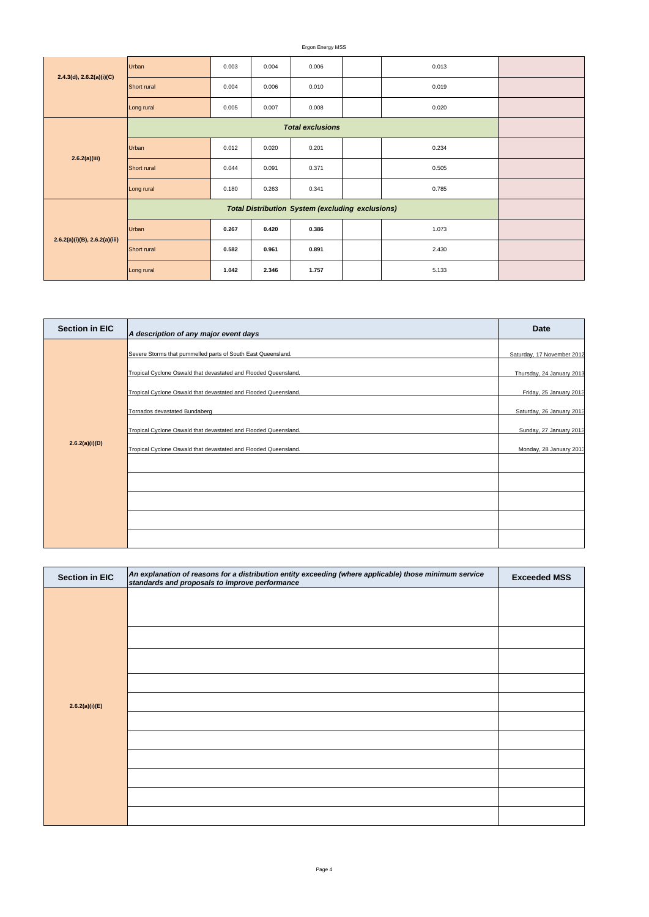| | | | | | | | |
|---|---|---|---|---|---|---|---|
| 2.4.3(d), 2.6.2(a)(i)(C) | Urban | 0.003 | 0.004 | 0.006 | | 0.013 | |
| | Short rural | 0.004 | 0.006 | 0.010 | | 0.019 | |
| | Long rural | 0.005 | 0.007 | 0.008 | | 0.020 | |
| 2.6.2(a)(iii) | ***Total exclusions*** | | | | | | |
| | Urban | 0.012 | 0.020 | 0.201 | | 0.234 | |
| | Short rural | 0.044 | 0.091 | 0.371 | | 0.505 | |
| | Long rural | 0.180 | 0.263 | 0.341 | | 0.785 | |
| 2.6.2(a)(i)(B), 2.6.2(a)(iii) | ***Total Distribution System (excluding exclusions)*** | | | | | | |
| | Urban | **0.267** | **0.420** | **0.386** | | 1.073 | |
| | Short rural | **0.582** | **0.961** | **0.891** | | 2.430 | |
| | Long rural | **1.042** | **2.346** | **1.757** | | 5.133 | |

| Section in EIC | *A description of any major event days* | Date |
|---|---|---|
| 2.6.2(a)(i)(D) | Severe Storms that pummelled parts of South East Queensland. | Saturday, 17 November 2012 |
| | Tropical Cyclone Oswald that devastated and Flooded Queensland. | Thursday, 24 January 2013 |
| | Tropical Cyclone Oswald that devastated and Flooded Queensland. | Friday, 25 January 2013 |
| | Tornados devastated Bundaberg | Saturday, 26 January 2013 |
| | Tropical Cyclone Oswald that devastated and Flooded Queensland. | Sunday, 27 January 2013 |
| | Tropical Cyclone Oswald that devastated and Flooded Queensland. | Monday, 28 January 2013 |
| | | |
| | | |
| | | |
| | | |
| | | |

| Section in EIC | *An explanation of reasons for a distribution entity exceeding (where applicable) those minimum service standards and proposals to improve performance* | Exceeded MSS |
|---|---|---|
| 2.6.2(a)(i)(E) | | |
| | | |
| | | |
| | | |
| | | |
| | | |
| | | |
| | | |
| | | |
| | | |
| | | |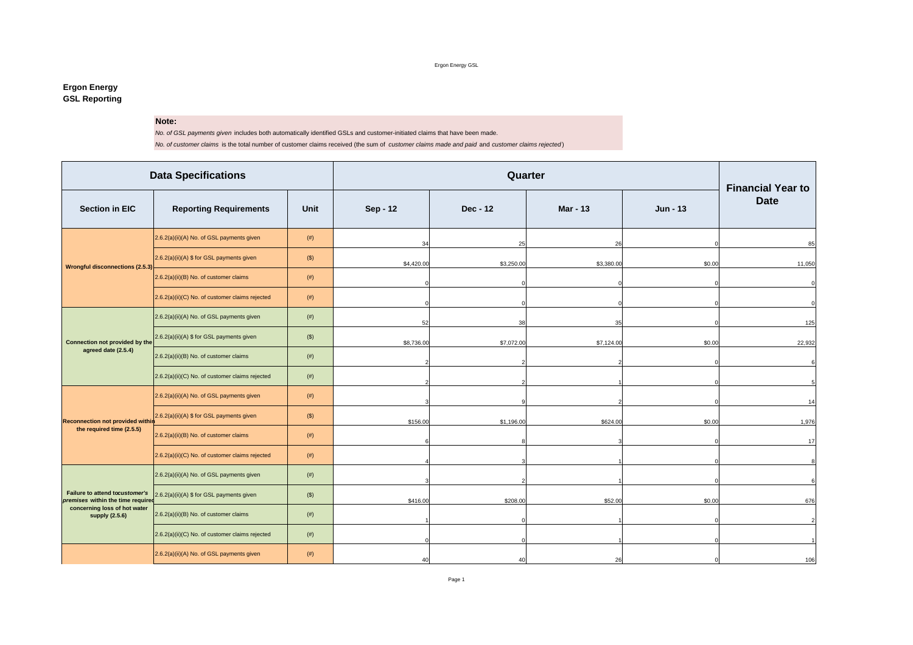**Ergon Energy**
**GSL Reporting**

**Note:**

*No. of GSL payments given* includes both automatically identified GSLs and customer-initiated claims that have been made.

*No. of customer claims* is the total number of customer claims received (the sum of *customer claims made and paid* and *customer claims rejected*)

| Data Specifications | | | Quarter | | | | Financial Year to Date |
|---|---|---|---|---|---|---|---|
| Section in EIC | Reporting Requirements | Unit | Sep - 12 | Dec - 12 | Mar - 13 | Jun - 13 | |
| Wrongful disconnections (2.5.3) | 2.6.2(a)(ii)(A) No. of GSL payments given | (#) | 34 | 25 | 26 | 0 | 85 |
| | 2.6.2(a)(ii)(A) $ for GSL payments given | ($) | $4,420.00 | $3,250.00 | $3,380.00 | $0.00 | 11,050 |
| | 2.6.2(a)(ii)(B) No. of customer claims | (#) | 0 | 0 | 0 | 0 | 0 |
| | 2.6.2(a)(ii)(C) No. of customer claims rejected | (#) | 0 | 0 | 0 | 0 | 0 |
| Connection not provided by the agreed date (2.5.4) | 2.6.2(a)(ii)(A) No. of GSL payments given | (#) | 52 | 38 | 35 | 0 | 125 |
| | 2.6.2(a)(ii)(A) $ for GSL payments given | ($) | $8,736.00 | $7,072.00 | $7,124.00 | $0.00 | 22,932 |
| | 2.6.2(a)(ii)(B) No. of customer claims | (#) | 2 | 2 | 2 | 0 | 6 |
| | 2.6.2(a)(ii)(C) No. of customer claims rejected | (#) | 2 | 2 | 1 | 0 | 5 |
| Reconnection not provided within the required time (2.5.5) | 2.6.2(a)(ii)(A) No. of GSL payments given | (#) | 3 | 9 | 2 | 0 | 14 |
| | 2.6.2(a)(ii)(A) $ for GSL payments given | ($) | $156.00 | $1,196.00 | $624.00 | $0.00 | 1,976 |
| | 2.6.2(a)(ii)(B) No. of customer claims | (#) | 6 | 8 | 3 | 0 | 17 |
| | 2.6.2(a)(ii)(C) No. of customer claims rejected | (#) | 4 | 3 | 1 | 0 | 8 |
| Failure to attend to*customer's premises* within the time required concerning loss of hot water supply (2.5.6) | 2.6.2(a)(ii)(A) No. of GSL payments given | (#) | 3 | 2 | 1 | 0 | 6 |
| | 2.6.2(a)(ii)(A) $ for GSL payments given | ($) | $416.00 | $208.00 | $52.00 | $0.00 | 676 |
| | 2.6.2(a)(ii)(B) No. of customer claims | (#) | 1 | 0 | 1 | 0 | 2 |
| | 2.6.2(a)(ii)(C) No. of customer claims rejected | (#) | 0 | 0 | 1 | 0 | 1 |
| | 2.6.2(a)(ii)(A) No. of GSL payments given | (#) | 40 | 40 | 26 | 0 | 106 |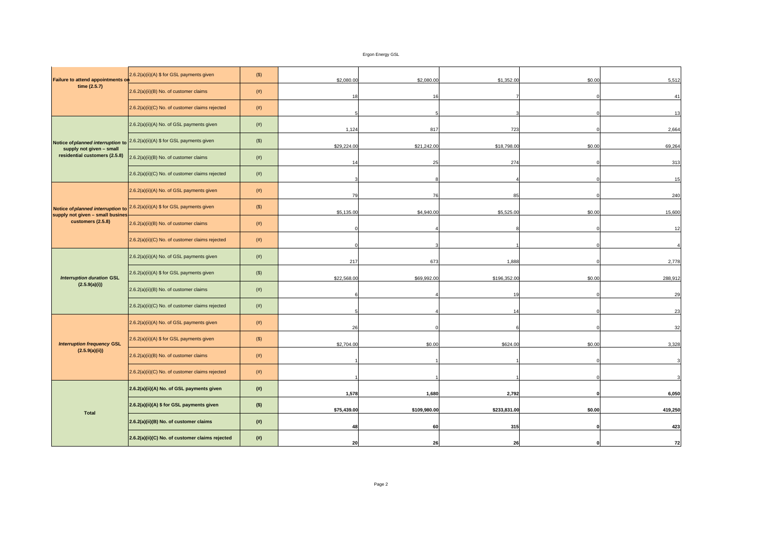Ergon Energy GSL

| | | | | | | | |
|---|---|---|---|---|---|---|---|
| **Failure to attend appointments on time (2.5.7)** | 2.6.2(a)(ii)(A) $ for GSL payments given | ($) | $2,080.00 | $2,080.00 | $1,352.00 | $0.00 | 5,512 |
| | 2.6.2(a)(ii)(B) No. of customer claims | (#) | 18 | 16 | 7 | 0 | 41 |
| | 2.6.2(a)(ii)(C) No. of customer claims rejected | (#) | 5 | 5 | 3 | 0 | 13 |
| **Notice of *planned interruption* to supply not given – small residential customers (2.5.8)** | 2.6.2(a)(ii)(A) No. of GSL payments given | (#) | 1,124 | 817 | 723 | 0 | 2,664 |
| | 2.6.2(a)(ii)(A) $ for GSL payments given | ($) | $29,224.00 | $21,242.00 | $18,798.00 | $0.00 | 69,264 |
| | 2.6.2(a)(ii)(B) No. of customer claims | (#) | 14 | 25 | 274 | 0 | 313 |
| | 2.6.2(a)(ii)(C) No. of customer claims rejected | (#) | 3 | 8 | 4 | 0 | 15 |
| **Notice of *planned interruption* to supply not given – small business customers (2.5.8)** | 2.6.2(a)(ii)(A) No. of GSL payments given | (#) | 79 | 76 | 85 | 0 | 240 |
| | 2.6.2(a)(ii)(A) $ for GSL payments given | ($) | $5,135.00 | $4,940.00 | $5,525.00 | $0.00 | 15,600 |
| | 2.6.2(a)(ii)(B) No. of customer claims | (#) | 0 | 4 | 8 | 0 | 12 |
| | 2.6.2(a)(ii)(C) No. of customer claims rejected | (#) | 0 | 3 | 1 | 0 | 4 |
| ***Interruption duration* GSL (2.5.9(a)(i))** | 2.6.2(a)(ii)(A) No. of GSL payments given | (#) | 217 | 673 | 1,888 | 0 | 2,778 |
| | 2.6.2(a)(ii)(A) $ for GSL payments given | ($) | $22,568.00 | $69,992.00 | $196,352.00 | $0.00 | 288,912 |
| | 2.6.2(a)(ii)(B) No. of customer claims | (#) | 6 | 4 | 19 | 0 | 29 |
| | 2.6.2(a)(ii)(C) No. of customer claims rejected | (#) | 5 | 4 | 14 | 0 | 23 |
| ***Interruption frequency* GSL (2.5.9(a)(ii))** | 2.6.2(a)(ii)(A) No. of GSL payments given | (#) | 26 | 0 | 6 | 0 | 32 |
| | 2.6.2(a)(ii)(A) $ for GSL payments given | ($) | $2,704.00 | $0.00 | $624.00 | $0.00 | 3,328 |
| | 2.6.2(a)(ii)(B) No. of customer claims | (#) | 1 | 1 | 1 | 0 | 3 |
| | 2.6.2(a)(ii)(C) No. of customer claims rejected | (#) | 1 | 1 | 1 | 0 | 3 |
| **Total** | **2.6.2(a)(ii)(A) No. of GSL payments given** | **(#)** | **1,578** | **1,680** | **2,792** | **0** | **6,050** |
| | **2.6.2(a)(ii)(A) $ for GSL payments given** | **($)** | **$75,439.00** | **$109,980.00** | **$233,831.00** | **$0.00** | **419,250** |
| | **2.6.2(a)(ii)(B) No. of customer claims** | **(#)** | **48** | **60** | **315** | **0** | **423** |
| | **2.6.2(a)(ii)(C) No. of customer claims rejected** | **(#)** | **20** | **26** | **26** | **0** | **72** |